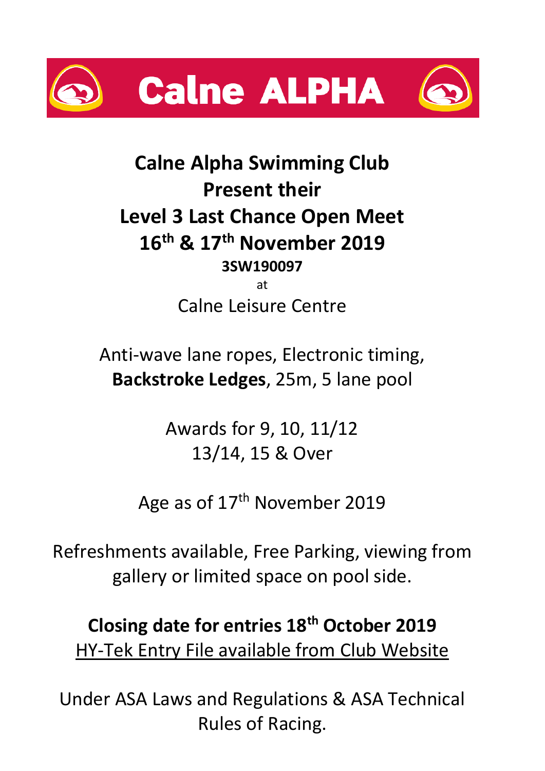# Calne ALPHA

## Calne Alpha Swimming Club
## Present their
## Level 3 Last Chance Open Meet
## 16th & 17th November 2019

**3SW190097**

at

Calne Leisure Centre

Anti-wave lane ropes, Electronic timing, **Backstroke Ledges**, 25m, 5 lane pool

Awards for 9, 10, 11/12
13/14, 15 & Over

Age as of 17th November 2019

Refreshments available, Free Parking, viewing from gallery or limited space on pool side.

**Closing date for entries 18th October 2019**

HY-Tek Entry File available from Club Website

Under ASA Laws and Regulations & ASA Technical Rules of Racing.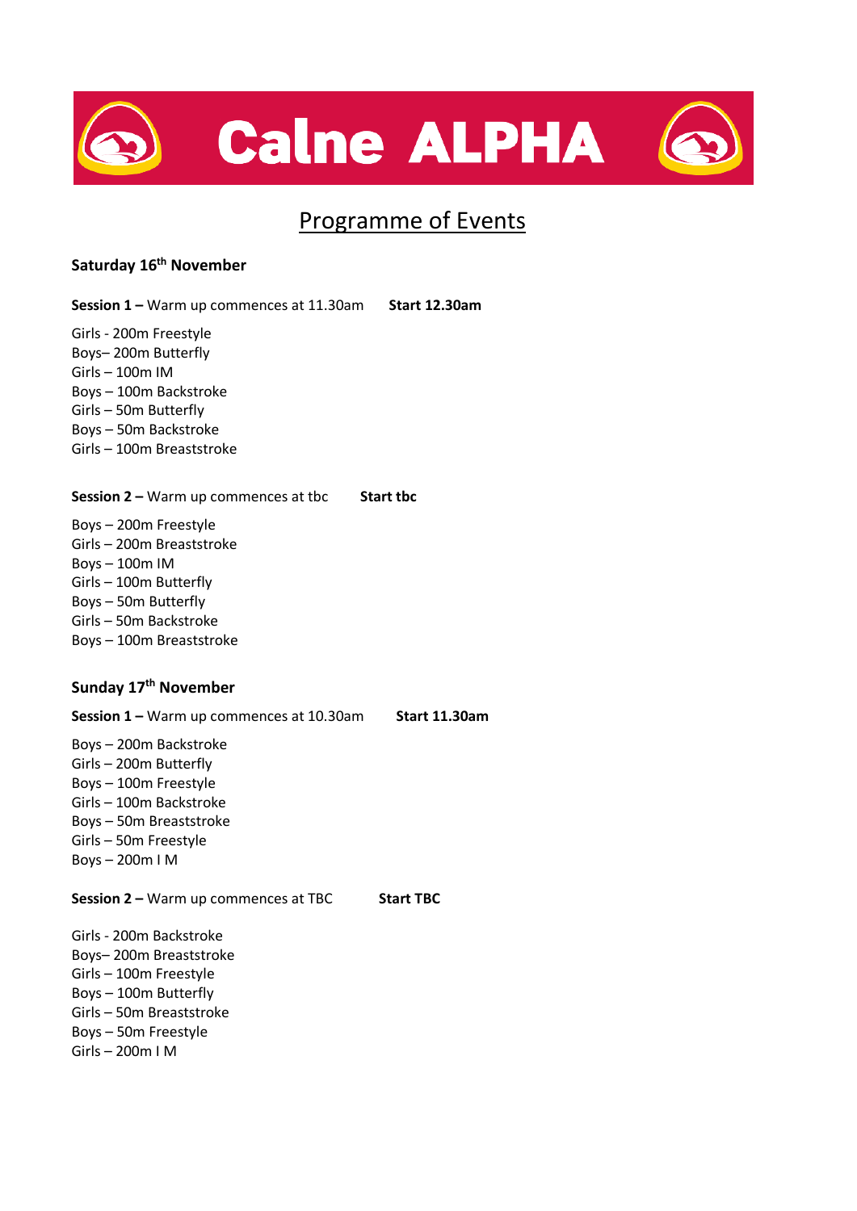# Calne ALPHA

## Programme of Events

**Saturday 16th November**

**Session 1 –** Warm up commences at 11.30am **Start 12.30am**

Girls - 200m Freestyle
Boys– 200m Butterfly
Girls – 100m IM
Boys – 100m Backstroke
Girls – 50m Butterfly
Boys – 50m Backstroke
Girls – 100m Breaststroke

**Session 2 –** Warm up commences at tbc **Start tbc**

Boys – 200m Freestyle
Girls – 200m Breaststroke
Boys – 100m IM
Girls – 100m Butterfly
Boys – 50m Butterfly
Girls – 50m Backstroke
Boys – 100m Breaststroke

**Sunday 17th November**

**Session 1 –** Warm up commences at 10.30am **Start 11.30am**

Boys – 200m Backstroke
Girls – 200m Butterfly
Boys – 100m Freestyle
Girls – 100m Backstroke
Boys – 50m Breaststroke
Girls – 50m Freestyle
Boys – 200m I M

**Session 2 –** Warm up commences at TBC **Start TBC**

Girls - 200m Backstroke
Boys– 200m Breaststroke
Girls – 100m Freestyle
Boys – 100m Butterfly
Girls – 50m Breaststroke
Boys – 50m Freestyle
Girls – 200m I M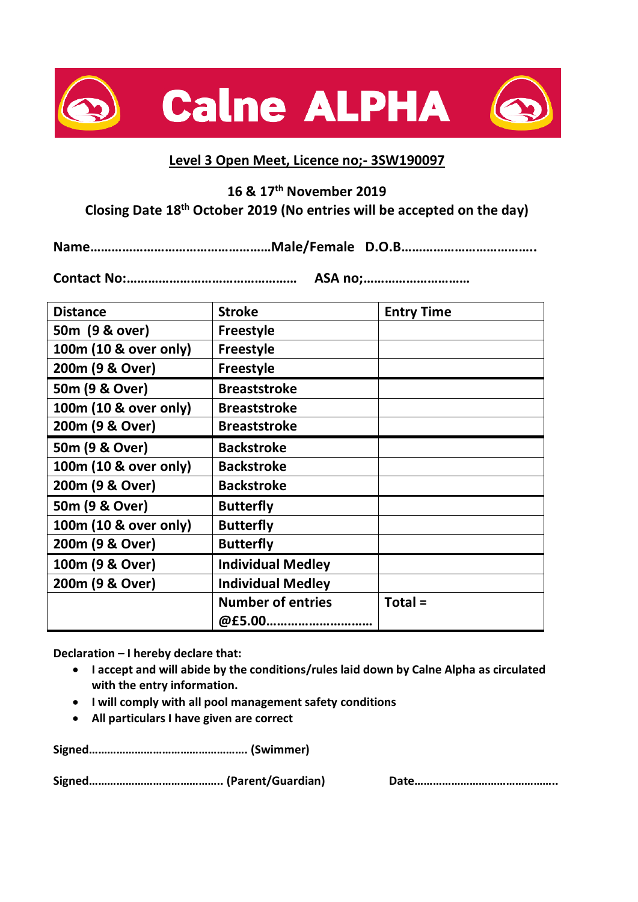# Calne ALPHA

## Level 3 Open Meet, Licence no;- 3SW190097

**16 & 17th November 2019**

**Closing Date 18th October 2019 (No entries will be accepted on the day)**

**Name……………………………………………Male/Female D.O.B………………………………..**

**Contact No:………………………………………… ASA no;…………………………**

| Distance | Stroke | Entry Time |
|---|---|---|
| 50m (9 & over) | Freestyle | |
| 100m (10 & over only) | Freestyle | |
| 200m (9 & Over) | Freestyle | |
| 50m (9 & Over) | Breaststroke | |
| 100m (10 & over only) | Breaststroke | |
| 200m (9 & Over) | Breaststroke | |
| 50m (9 & Over) | Backstroke | |
| 100m (10 & over only) | Backstroke | |
| 200m (9 & Over) | Backstroke | |
| 50m (9 & Over) | Butterfly | |
| 100m (10 & over only) | Butterfly | |
| 200m (9 & Over) | Butterfly | |
| 100m (9 & Over) | Individual Medley | |
| 200m (9 & Over) | Individual Medley | |
| | Number of entries @£5.00……………………… | Total = |

**Declaration – I hereby declare that:**

- **I accept and will abide by the conditions/rules laid down by Calne Alpha as circulated with the entry information.**
- **I will comply with all pool management safety conditions**
- **All particulars I have given are correct**

**Signed…………………………………………… (Swimmer)**

**Signed…………………………………… (Parent/Guardian)** **Date………………………………………..**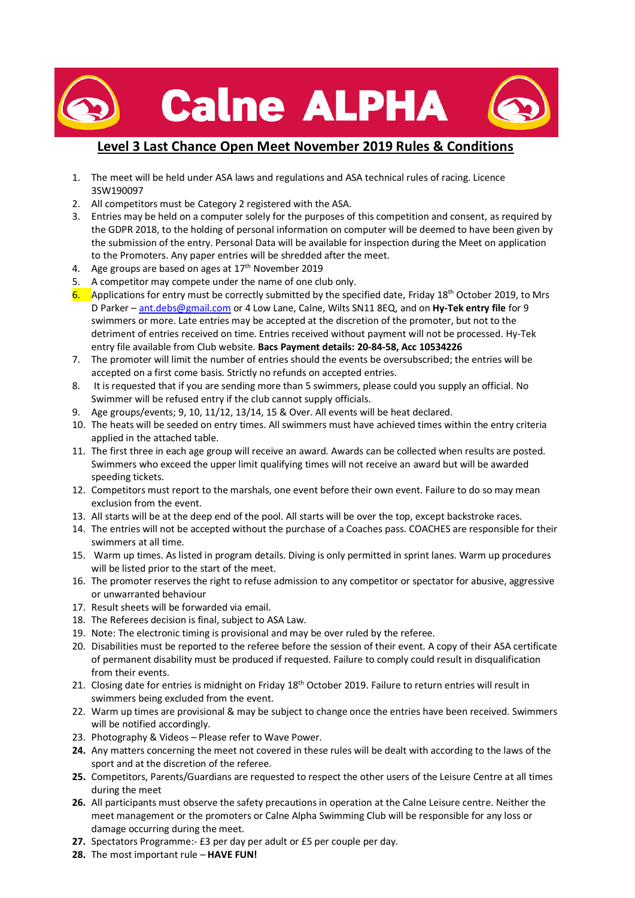# Calne ALPHA

## Level 3 Last Chance Open Meet November 2019 Rules & Conditions

1. The meet will be held under ASA laws and regulations and ASA technical rules of racing. Licence 3SW190097
2. All competitors must be Category 2 registered with the ASA.
3. Entries may be held on a computer solely for the purposes of this competition and consent, as required by the GDPR 2018, to the holding of personal information on computer will be deemed to have been given by the submission of the entry. Personal Data will be available for inspection during the Meet on application to the Promoters. Any paper entries will be shredded after the meet.
4. Age groups are based on ages at 17th November 2019
5. A competitor may compete under the name of one club only.
6. Applications for entry must be correctly submitted by the specified date, Friday 18th October 2019, to Mrs D Parker – ant.debs@gmail.com or 4 Low Lane, Calne, Wilts SN11 8EQ, and on **Hy-Tek entry file** for 9 swimmers or more. Late entries may be accepted at the discretion of the promoter, but not to the detriment of entries received on time. Entries received without payment will not be processed. Hy-Tek entry file available from Club website. **Bacs Payment details: 20-84-58, Acc 10534226**
7. The promoter will limit the number of entries should the events be oversubscribed; the entries will be accepted on a first come basis. Strictly no refunds on accepted entries.
8. It is requested that if you are sending more than 5 swimmers, please could you supply an official. No Swimmer will be refused entry if the club cannot supply officials.
9. Age groups/events; 9, 10, 11/12, 13/14, 15 & Over. All events will be heat declared.
10. The heats will be seeded on entry times. All swimmers must have achieved times within the entry criteria applied in the attached table.
11. The first three in each age group will receive an award. Awards can be collected when results are posted. Swimmers who exceed the upper limit qualifying times will not receive an award but will be awarded speeding tickets.
12. Competitors must report to the marshals, one event before their own event. Failure to do so may mean exclusion from the event.
13. All starts will be at the deep end of the pool. All starts will be over the top, except backstroke races.
14. The entries will not be accepted without the purchase of a Coaches pass. COACHES are responsible for their swimmers at all time.
15. Warm up times. As listed in program details. Diving is only permitted in sprint lanes. Warm up procedures will be listed prior to the start of the meet.
16. The promoter reserves the right to refuse admission to any competitor or spectator for abusive, aggressive or unwarranted behaviour
17. Result sheets will be forwarded via email.
18. The Referees decision is final, subject to ASA Law.
19. Note: The electronic timing is provisional and may be over ruled by the referee.
20. Disabilities must be reported to the referee before the session of their event. A copy of their ASA certificate of permanent disability must be produced if requested. Failure to comply could result in disqualification from their events.
21. Closing date for entries is midnight on Friday 18th October 2019. Failure to return entries will result in swimmers being excluded from the event.
22. Warm up times are provisional & may be subject to change once the entries have been received. Swimmers will be notified accordingly.
23. Photography & Videos – Please refer to Wave Power.
24. Any matters concerning the meet not covered in these rules will be dealt with according to the laws of the sport and at the discretion of the referee.
25. Competitors, Parents/Guardians are requested to respect the other users of the Leisure Centre at all times during the meet
26. All participants must observe the safety precautions in operation at the Calne Leisure centre. Neither the meet management or the promoters or Calne Alpha Swimming Club will be responsible for any loss or damage occurring during the meet.
27. Spectators Programme:- £3 per day per adult or £5 per couple per day.
28. The most important rule – **HAVE FUN!**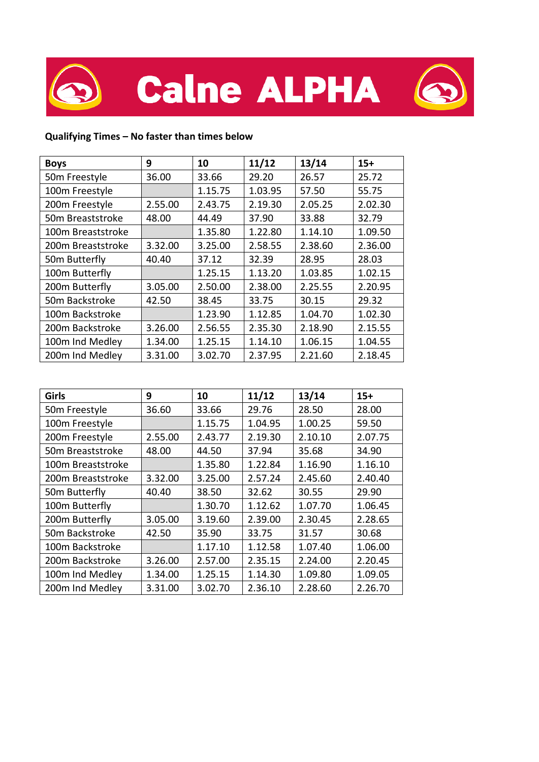# Calne ALPHA

**Qualifying Times – No faster than times below**

| **Boys** | **9** | **10** | **11/12** | **13/14** | **15+** |
|---|---|---|---|---|---|
| 50m Freestyle | 36.00 | 33.66 | 29.20 | 26.57 | 25.72 |
| 100m Freestyle | | 1.15.75 | 1.03.95 | 57.50 | 55.75 |
| 200m Freestyle | 2.55.00 | 2.43.75 | 2.19.30 | 2.05.25 | 2.02.30 |
| 50m Breaststroke | 48.00 | 44.49 | 37.90 | 33.88 | 32.79 |
| 100m Breaststroke | | 1.35.80 | 1.22.80 | 1.14.10 | 1.09.50 |
| 200m Breaststroke | 3.32.00 | 3.25.00 | 2.58.55 | 2.38.60 | 2.36.00 |
| 50m Butterfly | 40.40 | 37.12 | 32.39 | 28.95 | 28.03 |
| 100m Butterfly | | 1.25.15 | 1.13.20 | 1.03.85 | 1.02.15 |
| 200m Butterfly | 3.05.00 | 2.50.00 | 2.38.00 | 2.25.55 | 2.20.95 |
| 50m Backstroke | 42.50 | 38.45 | 33.75 | 30.15 | 29.32 |
| 100m Backstroke | | 1.23.90 | 1.12.85 | 1.04.70 | 1.02.30 |
| 200m Backstroke | 3.26.00 | 2.56.55 | 2.35.30 | 2.18.90 | 2.15.55 |
| 100m Ind Medley | 1.34.00 | 1.25.15 | 1.14.10 | 1.06.15 | 1.04.55 |
| 200m Ind Medley | 3.31.00 | 3.02.70 | 2.37.95 | 2.21.60 | 2.18.45 |

| **Girls** | **9** | **10** | **11/12** | **13/14** | **15+** |
|---|---|---|---|---|---|
| 50m Freestyle | 36.60 | 33.66 | 29.76 | 28.50 | 28.00 |
| 100m Freestyle | | 1.15.75 | 1.04.95 | 1.00.25 | 59.50 |
| 200m Freestyle | 2.55.00 | 2.43.77 | 2.19.30 | 2.10.10 | 2.07.75 |
| 50m Breaststroke | 48.00 | 44.50 | 37.94 | 35.68 | 34.90 |
| 100m Breaststroke | | 1.35.80 | 1.22.84 | 1.16.90 | 1.16.10 |
| 200m Breaststroke | 3.32.00 | 3.25.00 | 2.57.24 | 2.45.60 | 2.40.40 |
| 50m Butterfly | 40.40 | 38.50 | 32.62 | 30.55 | 29.90 |
| 100m Butterfly | | 1.30.70 | 1.12.62 | 1.07.70 | 1.06.45 |
| 200m Butterfly | 3.05.00 | 3.19.60 | 2.39.00 | 2.30.45 | 2.28.65 |
| 50m Backstroke | 42.50 | 35.90 | 33.75 | 31.57 | 30.68 |
| 100m Backstroke | | 1.17.10 | 1.12.58 | 1.07.40 | 1.06.00 |
| 200m Backstroke | 3.26.00 | 2.57.00 | 2.35.15 | 2.24.00 | 2.20.45 |
| 100m Ind Medley | 1.34.00 | 1.25.15 | 1.14.30 | 1.09.80 | 1.09.05 |
| 200m Ind Medley | 3.31.00 | 3.02.70 | 2.36.10 | 2.28.60 | 2.26.70 |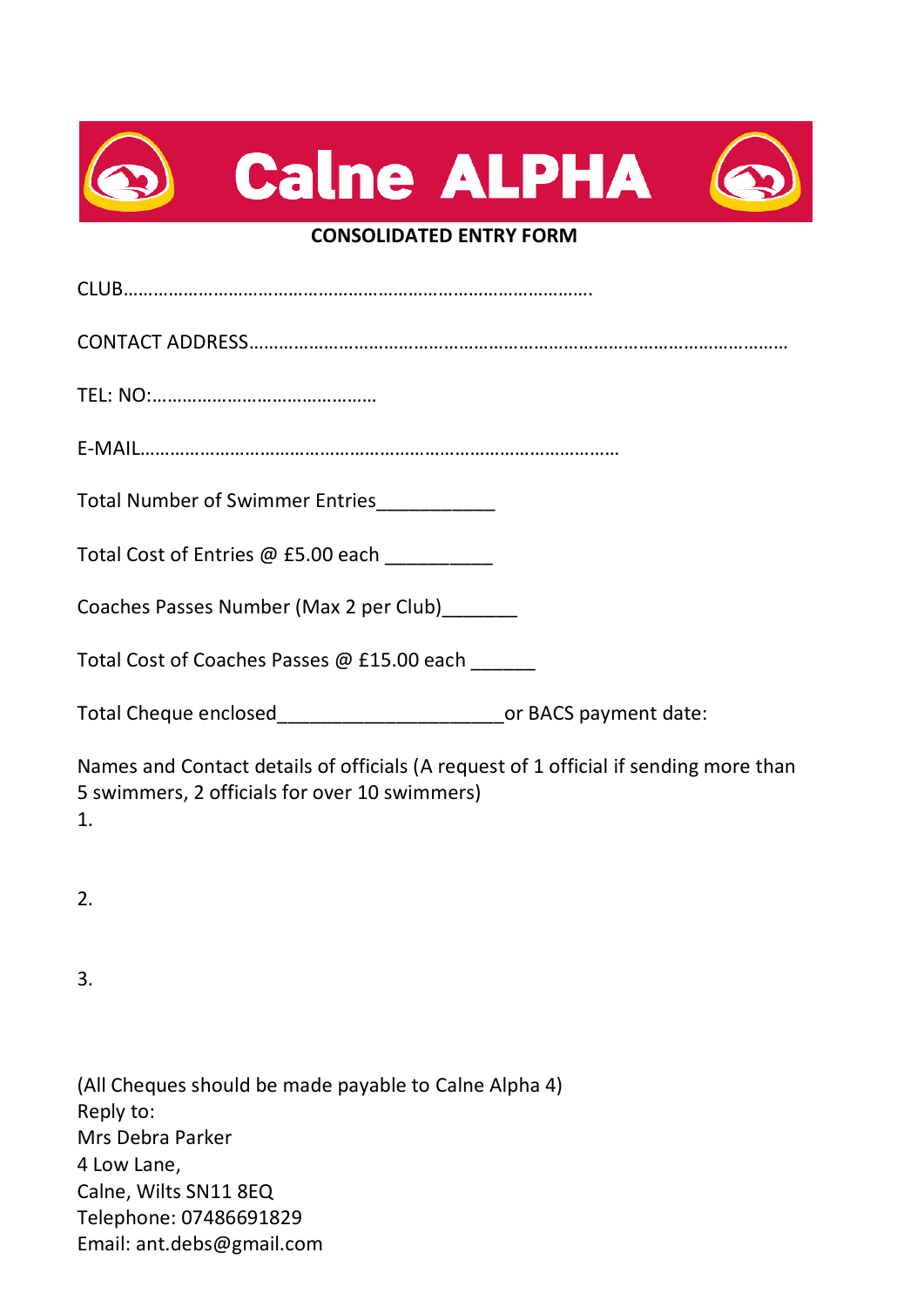# Calne ALPHA

**CONSOLIDATED ENTRY FORM**

CLUB…………………………………………………………………………………….

CONTACT ADDRESS…………………………………………………………………………………………

TEL: NO:………………………………………

E-MAIL……………………………………………………………………………………

Total Number of Swimmer Entries___________

Total Cost of Entries @ £5.00 each __________

Coaches Passes Number (Max 2 per Club)_______

Total Cost of Coaches Passes @ £15.00 each ______

Total Cheque enclosed_____________________or BACS payment date:

Names and Contact details of officials (A request of 1 official if sending more than 5 swimmers, 2 officials for over 10 swimmers)

1.

2.

3.

(All Cheques should be made payable to Calne Alpha 4)
Reply to:
Mrs Debra Parker
4 Low Lane,
Calne, Wilts SN11 8EQ
Telephone: 07486691829
Email: ant.debs@gmail.com